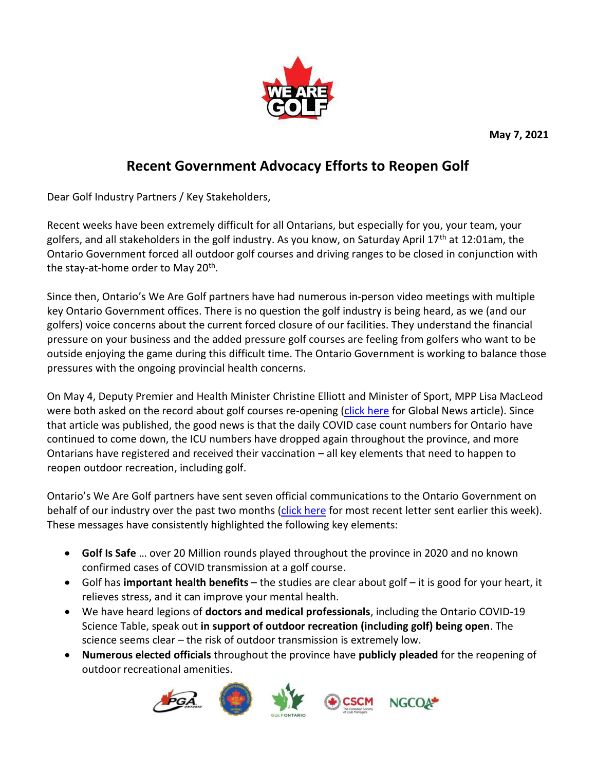May 7, 2021

# Recent Government Advocacy Efforts to Reopen Golf

Dear Golf Industry Partners / Key Stakeholders,

Recent weeks have been extremely difficult for all Ontarians, but especially for you, your team, your golfers, and all stakeholders in the golf industry. As you know, on Saturday April 17th at 12:01am, the Ontario Government forced all outdoor golf courses and driving ranges to be closed in conjunction with the stay-at-home order to May 20th.

Since then, Ontario's We Are Golf partners have had numerous in-person video meetings with multiple key Ontario Government offices. There is no question the golf industry is being heard, as we (and our golfers) voice concerns about the current forced closure of our facilities. They understand the financial pressure on your business and the added pressure golf courses are feeling from golfers who want to be outside enjoying the game during this difficult time. The Ontario Government is working to balance those pressures with the ongoing provincial health concerns.

On May 4, Deputy Premier and Health Minister Christine Elliott and Minister of Sport, MPP Lisa MacLeod were both asked on the record about golf courses re-opening (click here for Global News article). Since that article was published, the good news is that the daily COVID case count numbers for Ontario have continued to come down, the ICU numbers have dropped again throughout the province, and more Ontarians have registered and received their vaccination – all key elements that need to happen to reopen outdoor recreation, including golf.

Ontario's We Are Golf partners have sent seven official communications to the Ontario Government on behalf of our industry over the past two months (click here for most recent letter sent earlier this week). These messages have consistently highlighted the following key elements:

- **Golf Is Safe** … over 20 Million rounds played throughout the province in 2020 and no known confirmed cases of COVID transmission at a golf course.
- Golf has **important health benefits** – the studies are clear about golf – it is good for your heart, it relieves stress, and it can improve your mental health.
- We have heard legions of **doctors and medical professionals**, including the Ontario COVID-19 Science Table, speak out **in support of outdoor recreation (including golf) being open**. The science seems clear – the risk of outdoor transmission is extremely low.
- **Numerous elected officials** throughout the province have **publicly pleaded** for the reopening of outdoor recreational amenities.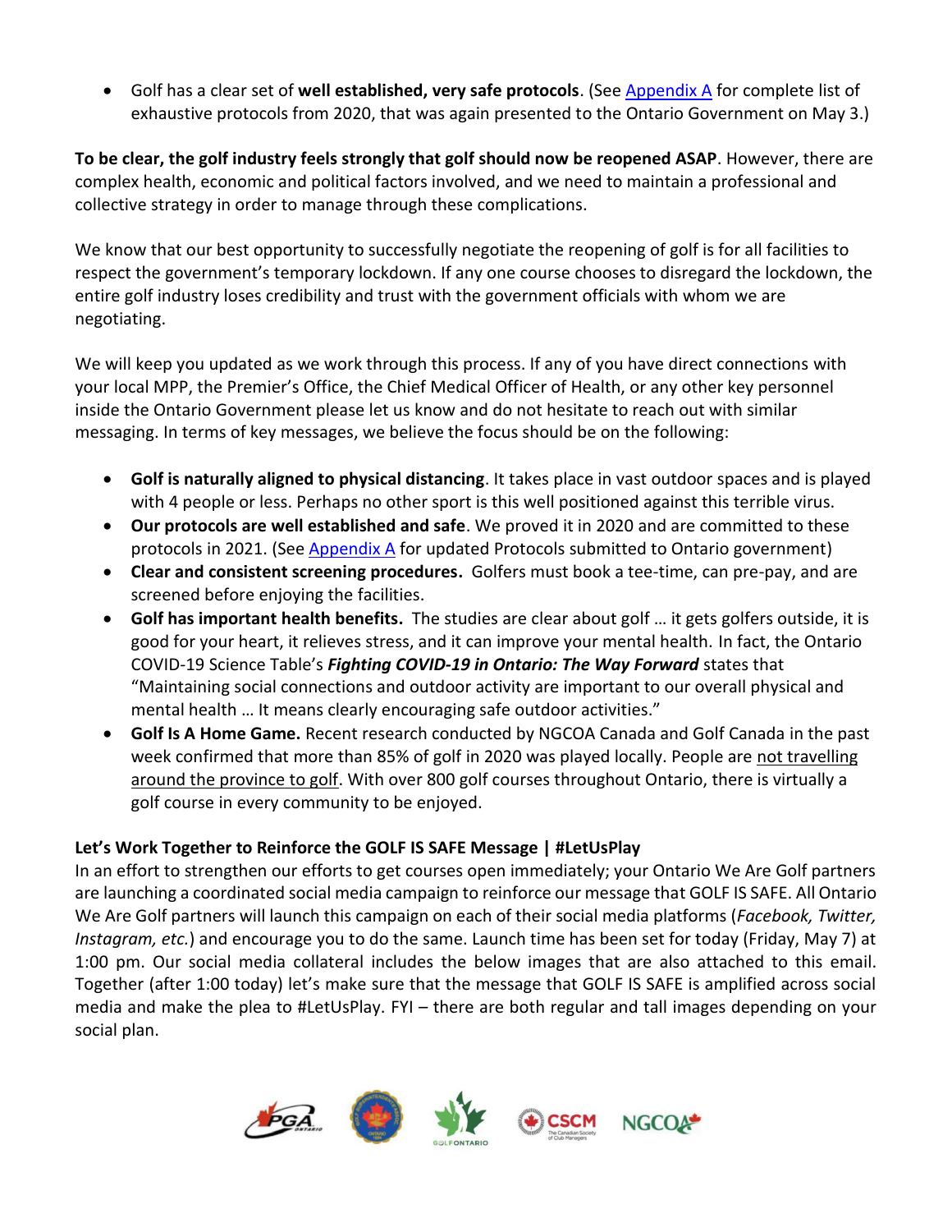- Golf has a clear set of **well established, very safe protocols**. (See [Appendix A] for complete list of exhaustive protocols from 2020, that was again presented to the Ontario Government on May 3.)

**To be clear, the golf industry feels strongly that golf should now be reopened ASAP**. However, there are complex health, economic and political factors involved, and we need to maintain a professional and collective strategy in order to manage through these complications.

We know that our best opportunity to successfully negotiate the reopening of golf is for all facilities to respect the government's temporary lockdown. If any one course chooses to disregard the lockdown, the entire golf industry loses credibility and trust with the government officials with whom we are negotiating.

We will keep you updated as we work through this process. If any of you have direct connections with your local MPP, the Premier's Office, the Chief Medical Officer of Health, or any other key personnel inside the Ontario Government please let us know and do not hesitate to reach out with similar messaging. In terms of key messages, we believe the focus should be on the following:

- **Golf is naturally aligned to physical distancing**. It takes place in vast outdoor spaces and is played with 4 people or less. Perhaps no other sport is this well positioned against this terrible virus.
- **Our protocols are well established and safe**. We proved it in 2020 and are committed to these protocols in 2021. (See [Appendix A] for updated Protocols submitted to Ontario government)
- **Clear and consistent screening procedures.** Golfers must book a tee-time, can pre-pay, and are screened before enjoying the facilities.
- **Golf has important health benefits.** The studies are clear about golf … it gets golfers outside, it is good for your heart, it relieves stress, and it can improve your mental health. In fact, the Ontario COVID-19 Science Table's ***Fighting COVID-19 in Ontario: The Way Forward*** states that "Maintaining social connections and outdoor activity are important to our overall physical and mental health … It means clearly encouraging safe outdoor activities."
- **Golf Is A Home Game.** Recent research conducted by NGCOA Canada and Golf Canada in the past week confirmed that more than 85% of golf in 2020 was played locally. People are not travelling around the province to golf. With over 800 golf courses throughout Ontario, there is virtually a golf course in every community to be enjoyed.

**Let's Work Together to Reinforce the GOLF IS SAFE Message | #LetUsPlay**

In an effort to strengthen our efforts to get courses open immediately; your Ontario We Are Golf partners are launching a coordinated social media campaign to reinforce our message that GOLF IS SAFE. All Ontario We Are Golf partners will launch this campaign on each of their social media platforms (*Facebook, Twitter, Instagram, etc.*) and encourage you to do the same. Launch time has been set for today (Friday, May 7) at 1:00 pm. Our social media collateral includes the below images that are also attached to this email. Together (after 1:00 today) let's make sure that the message that GOLF IS SAFE is amplified across social media and make the plea to #LetUsPlay. FYI – there are both regular and tall images depending on your social plan.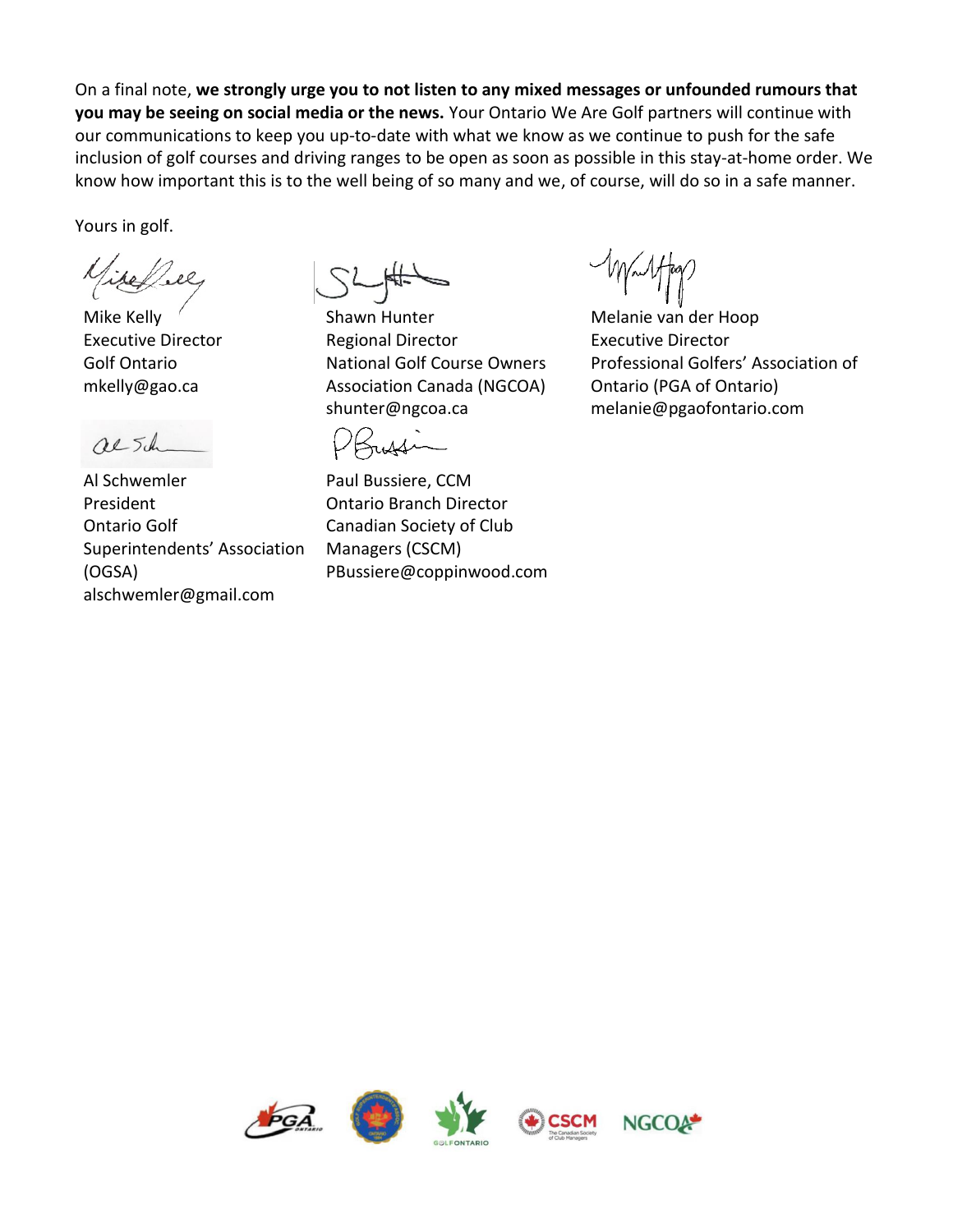On a final note, **we strongly urge you to not listen to any mixed messages or unfounded rumours that you may be seeing on social media or the news.** Your Ontario We Are Golf partners will continue with our communications to keep you up-to-date with what we know as we continue to push for the safe inclusion of golf courses and driving ranges to be open as soon as possible in this stay-at-home order. We know how important this is to the well being of so many and we, of course, will do so in a safe manner.

Yours in golf.

Mike Kelly
Executive Director
Golf Ontario
mkelly@gao.ca

Shawn Hunter
Regional Director
National Golf Course Owners Association Canada (NGCOA)
shunter@ngcoa.ca

Melanie van der Hoop
Executive Director
Professional Golfers' Association of Ontario (PGA of Ontario)
melanie@pgaofontario.com

Al Schwemler
President
Ontario Golf Superintendents' Association (OGSA)
alschwemler@gmail.com

Paul Bussiere, CCM
Ontario Branch Director
Canadian Society of Club Managers (CSCM)
PBussiere@coppinwood.com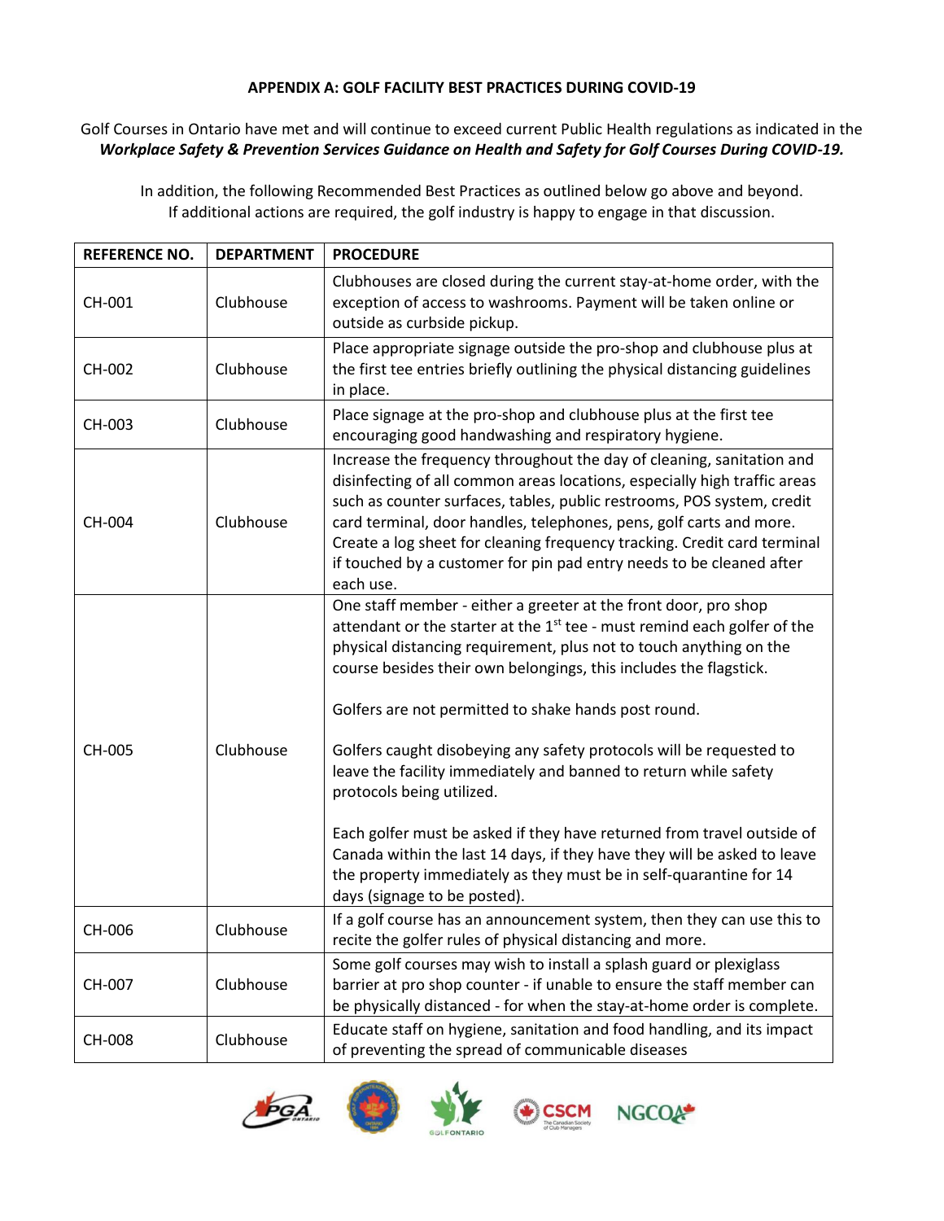**APPENDIX A: GOLF FACILITY BEST PRACTICES DURING COVID-19**

Golf Courses in Ontario have met and will continue to exceed current Public Health regulations as indicated in the ***Workplace Safety & Prevention Services Guidance on Health and Safety for Golf Courses During COVID-19.***

In addition, the following Recommended Best Practices as outlined below go above and beyond. If additional actions are required, the golf industry is happy to engage in that discussion.

| REFERENCE NO. | DEPARTMENT | PROCEDURE |
|---|---|---|
| CH-001 | Clubhouse | Clubhouses are closed during the current stay-at-home order, with the exception of access to washrooms. Payment will be taken online or outside as curbside pickup. |
| CH-002 | Clubhouse | Place appropriate signage outside the pro-shop and clubhouse plus at the first tee entries briefly outlining the physical distancing guidelines in place. |
| CH-003 | Clubhouse | Place signage at the pro-shop and clubhouse plus at the first tee encouraging good handwashing and respiratory hygiene. |
| CH-004 | Clubhouse | Increase the frequency throughout the day of cleaning, sanitation and disinfecting of all common areas locations, especially high traffic areas such as counter surfaces, tables, public restrooms, POS system, credit card terminal, door handles, telephones, pens, golf carts and more. Create a log sheet for cleaning frequency tracking. Credit card terminal if touched by a customer for pin pad entry needs to be cleaned after each use. |
| CH-005 | Clubhouse | One staff member - either a greeter at the front door, pro shop attendant or the starter at the 1st tee - must remind each golfer of the physical distancing requirement, plus not to touch anything on the course besides their own belongings, this includes the flagstick.<br><br>Golfers are not permitted to shake hands post round.<br><br>Golfers caught disobeying any safety protocols will be requested to leave the facility immediately and banned to return while safety protocols being utilized.<br><br>Each golfer must be asked if they have returned from travel outside of Canada within the last 14 days, if they have they will be asked to leave the property immediately as they must be in self-quarantine for 14 days (signage to be posted). |
| CH-006 | Clubhouse | If a golf course has an announcement system, then they can use this to recite the golfer rules of physical distancing and more. |
| CH-007 | Clubhouse | Some golf courses may wish to install a splash guard or plexiglass barrier at pro shop counter - if unable to ensure the staff member can be physically distanced - for when the stay-at-home order is complete. |
| CH-008 | Clubhouse | Educate staff on hygiene, sanitation and food handling, and its impact of preventing the spread of communicable diseases |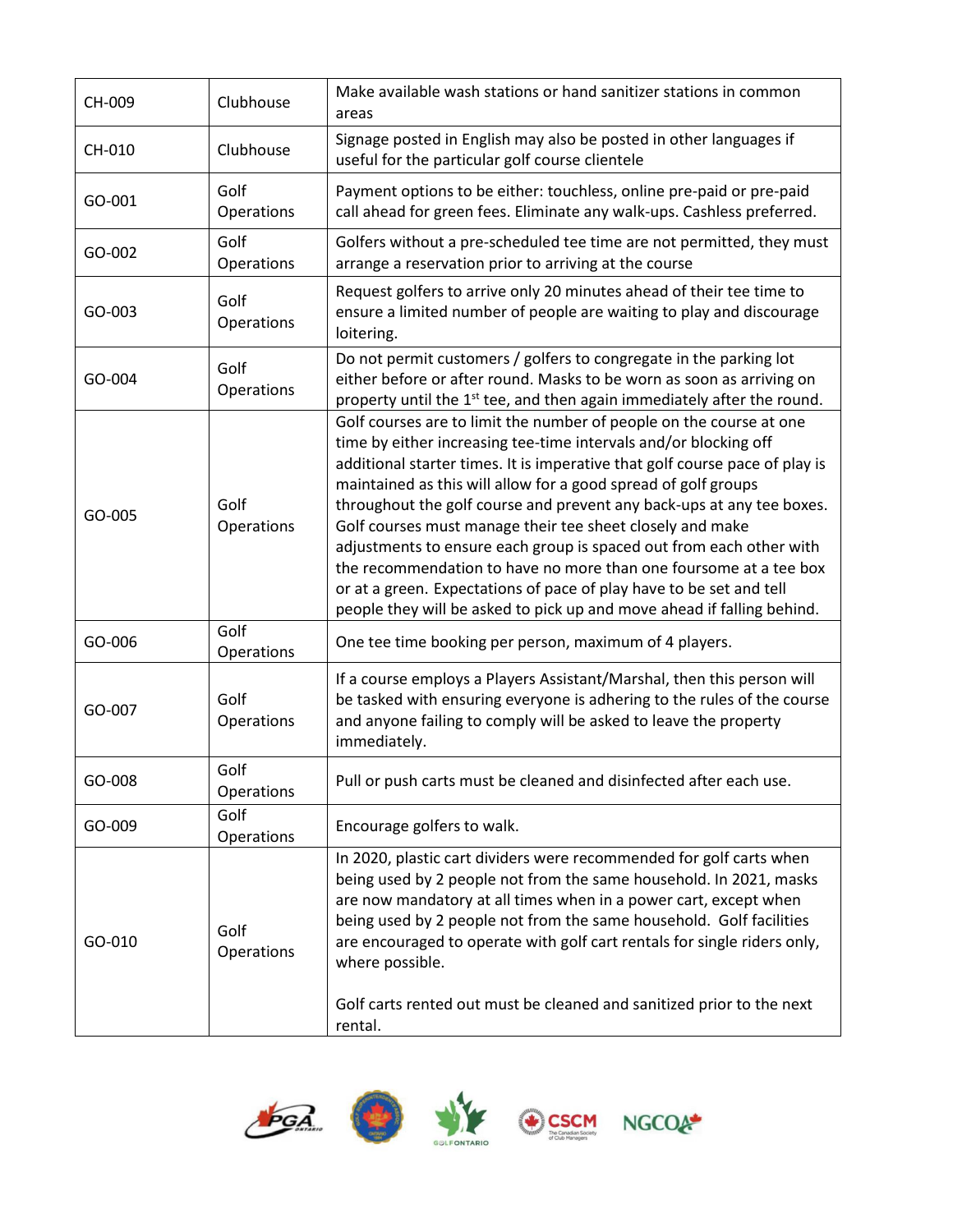| CH-009 | Clubhouse | Make available wash stations or hand sanitizer stations in common areas |
|---|---|---|
| CH-010 | Clubhouse | Signage posted in English may also be posted in other languages if useful for the particular golf course clientele |
| GO-001 | Golf Operations | Payment options to be either: touchless, online pre-paid or pre-paid call ahead for green fees. Eliminate any walk-ups. Cashless preferred. |
| GO-002 | Golf Operations | Golfers without a pre-scheduled tee time are not permitted, they must arrange a reservation prior to arriving at the course |
| GO-003 | Golf Operations | Request golfers to arrive only 20 minutes ahead of their tee time to ensure a limited number of people are waiting to play and discourage loitering. |
| GO-004 | Golf Operations | Do not permit customers / golfers to congregate in the parking lot either before or after round. Masks to be worn as soon as arriving on property until the 1st tee, and then again immediately after the round. |
| GO-005 | Golf Operations | Golf courses are to limit the number of people on the course at one time by either increasing tee-time intervals and/or blocking off additional starter times. It is imperative that golf course pace of play is maintained as this will allow for a good spread of golf groups throughout the golf course and prevent any back-ups at any tee boxes. Golf courses must manage their tee sheet closely and make adjustments to ensure each group is spaced out from each other with the recommendation to have no more than one foursome at a tee box or at a green. Expectations of pace of play have to be set and tell people they will be asked to pick up and move ahead if falling behind. |
| GO-006 | Golf Operations | One tee time booking per person, maximum of 4 players. |
| GO-007 | Golf Operations | If a course employs a Players Assistant/Marshal, then this person will be tasked with ensuring everyone is adhering to the rules of the course and anyone failing to comply will be asked to leave the property immediately. |
| GO-008 | Golf Operations | Pull or push carts must be cleaned and disinfected after each use. |
| GO-009 | Golf Operations | Encourage golfers to walk. |
| GO-010 | Golf Operations | In 2020, plastic cart dividers were recommended for golf carts when being used by 2 people not from the same household. In 2021, masks are now mandatory at all times when in a power cart, except when being used by 2 people not from the same household. Golf facilities are encouraged to operate with golf cart rentals for single riders only, where possible.<br><br>Golf carts rented out must be cleaned and sanitized prior to the next rental. |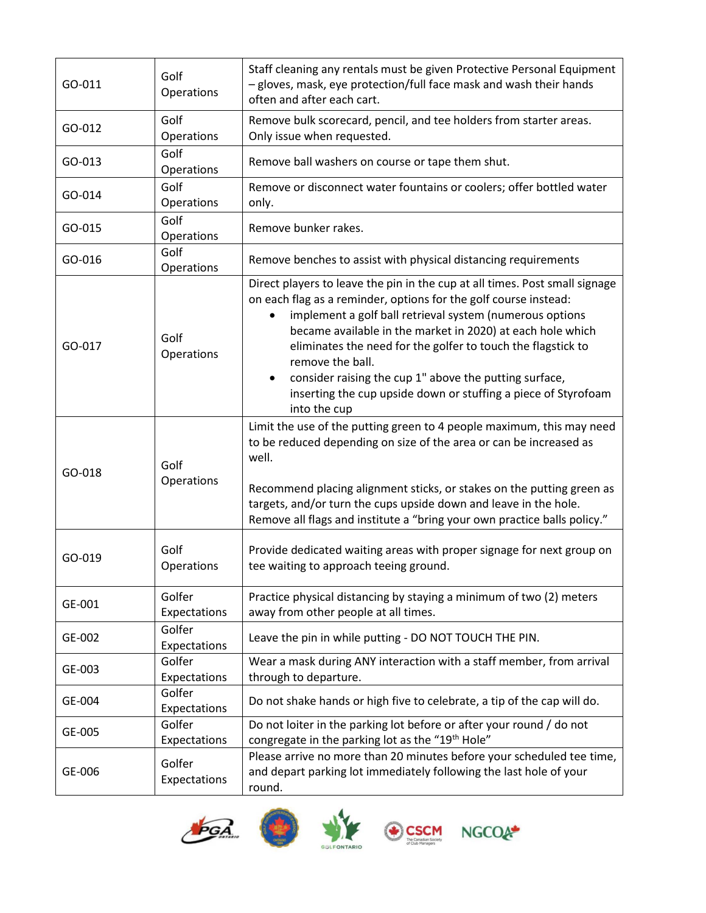| | | |
|---|---|---|
| GO-011 | Golf Operations | Staff cleaning any rentals must be given Protective Personal Equipment – gloves, mask, eye protection/full face mask and wash their hands often and after each cart. |
| GO-012 | Golf Operations | Remove bulk scorecard, pencil, and tee holders from starter areas. Only issue when requested. |
| GO-013 | Golf Operations | Remove ball washers on course or tape them shut. |
| GO-014 | Golf Operations | Remove or disconnect water fountains or coolers; offer bottled water only. |
| GO-015 | Golf Operations | Remove bunker rakes. |
| GO-016 | Golf Operations | Remove benches to assist with physical distancing requirements |
| GO-017 | Golf Operations | Direct players to leave the pin in the cup at all times. Post small signage on each flag as a reminder, options for the golf course instead:<br>• implement a golf ball retrieval system (numerous options became available in the market in 2020) at each hole which eliminates the need for the golfer to touch the flagstick to remove the ball.<br>• consider raising the cup 1" above the putting surface, inserting the cup upside down or stuffing a piece of Styrofoam into the cup |
| GO-018 | Golf Operations | Limit the use of the putting green to 4 people maximum, this may need to be reduced depending on size of the area or can be increased as well.<br><br>Recommend placing alignment sticks, or stakes on the putting green as targets, and/or turn the cups upside down and leave in the hole. Remove all flags and institute a "bring your own practice balls policy." |
| GO-019 | Golf Operations | Provide dedicated waiting areas with proper signage for next group on tee waiting to approach teeing ground. |
| GE-001 | Golfer Expectations | Practice physical distancing by staying a minimum of two (2) meters away from other people at all times. |
| GE-002 | Golfer Expectations | Leave the pin in while putting - DO NOT TOUCH THE PIN. |
| GE-003 | Golfer Expectations | Wear a mask during ANY interaction with a staff member, from arrival through to departure. |
| GE-004 | Golfer Expectations | Do not shake hands or high five to celebrate, a tip of the cap will do. |
| GE-005 | Golfer Expectations | Do not loiter in the parking lot before or after your round / do not congregate in the parking lot as the "19th Hole" |
| GE-006 | Golfer Expectations | Please arrive no more than 20 minutes before your scheduled tee time, and depart parking lot immediately following the last hole of your round. |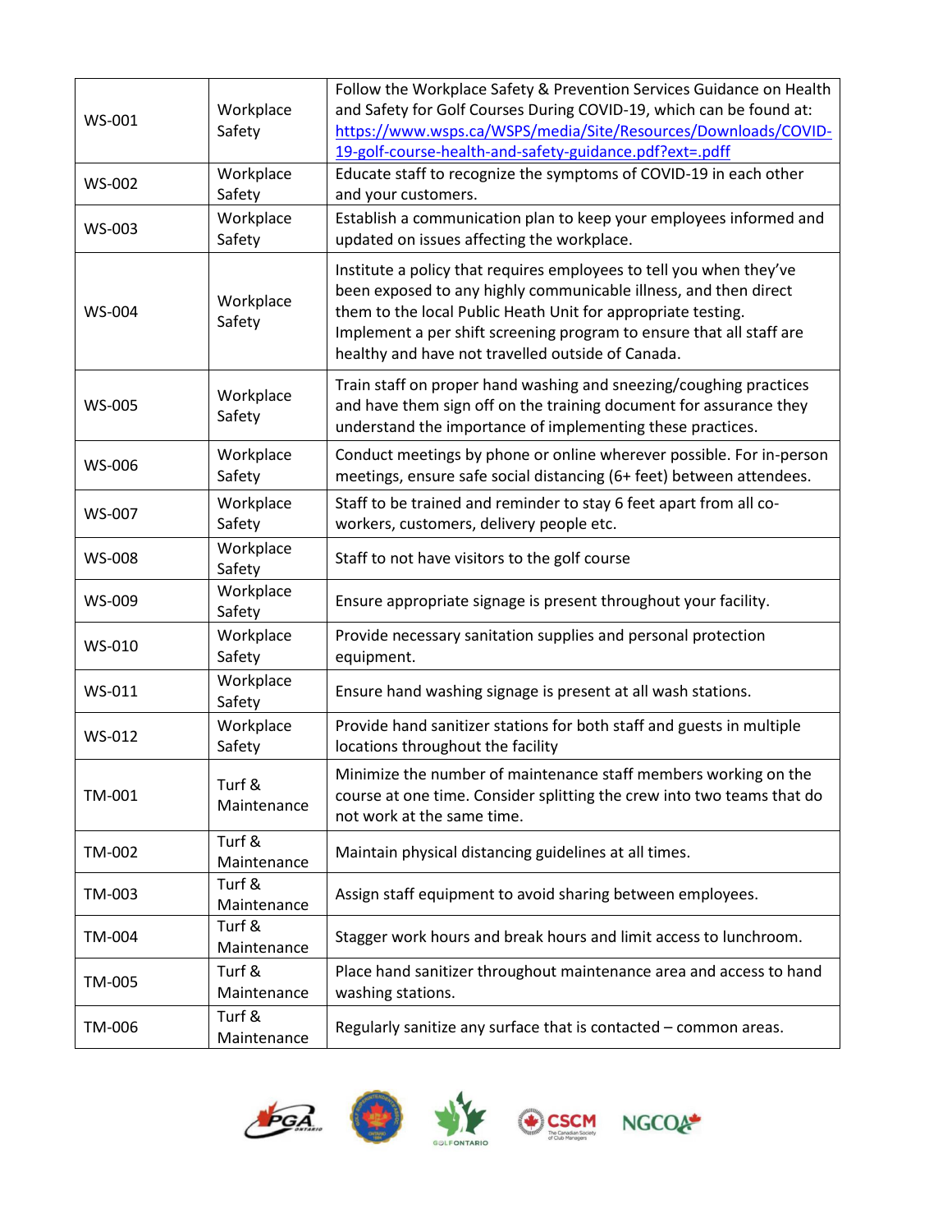| | | |
|---|---|---|
| WS-001 | Workplace Safety | Follow the Workplace Safety & Prevention Services Guidance on Health and Safety for Golf Courses During COVID-19, which can be found at: https://www.wsps.ca/WSPS/media/Site/Resources/Downloads/COVID-19-golf-course-health-and-safety-guidance.pdf?ext=.pdff |
| WS-002 | Workplace Safety | Educate staff to recognize the symptoms of COVID-19 in each other and your customers. |
| WS-003 | Workplace Safety | Establish a communication plan to keep your employees informed and updated on issues affecting the workplace. |
| WS-004 | Workplace Safety | Institute a policy that requires employees to tell you when they've been exposed to any highly communicable illness, and then direct them to the local Public Heath Unit for appropriate testing. Implement a per shift screening program to ensure that all staff are healthy and have not travelled outside of Canada. |
| WS-005 | Workplace Safety | Train staff on proper hand washing and sneezing/coughing practices and have them sign off on the training document for assurance they understand the importance of implementing these practices. |
| WS-006 | Workplace Safety | Conduct meetings by phone or online wherever possible. For in-person meetings, ensure safe social distancing (6+ feet) between attendees. |
| WS-007 | Workplace Safety | Staff to be trained and reminder to stay 6 feet apart from all co-workers, customers, delivery people etc. |
| WS-008 | Workplace Safety | Staff to not have visitors to the golf course |
| WS-009 | Workplace Safety | Ensure appropriate signage is present throughout your facility. |
| WS-010 | Workplace Safety | Provide necessary sanitation supplies and personal protection equipment. |
| WS-011 | Workplace Safety | Ensure hand washing signage is present at all wash stations. |
| WS-012 | Workplace Safety | Provide hand sanitizer stations for both staff and guests in multiple locations throughout the facility |
| TM-001 | Turf & Maintenance | Minimize the number of maintenance staff members working on the course at one time. Consider splitting the crew into two teams that do not work at the same time. |
| TM-002 | Turf & Maintenance | Maintain physical distancing guidelines at all times. |
| TM-003 | Turf & Maintenance | Assign staff equipment to avoid sharing between employees. |
| TM-004 | Turf & Maintenance | Stagger work hours and break hours and limit access to lunchroom. |
| TM-005 | Turf & Maintenance | Place hand sanitizer throughout maintenance area and access to hand washing stations. |
| TM-006 | Turf & Maintenance | Regularly sanitize any surface that is contacted – common areas. |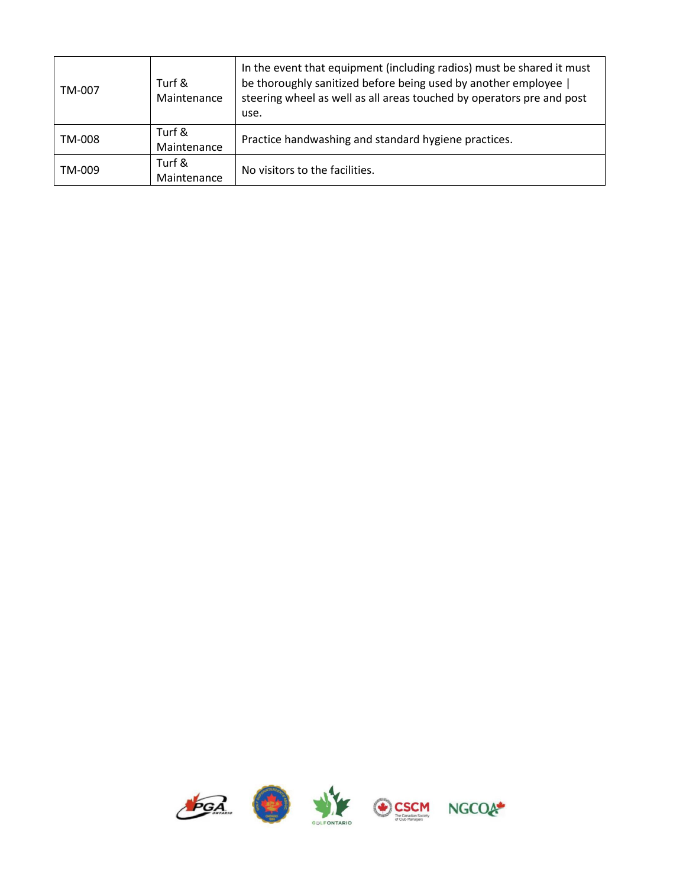| | | |
|---|---|---|
| TM-007 | Turf & Maintenance | In the event that equipment (including radios) must be shared it must be thoroughly sanitized before being used by another employee \| steering wheel as well as all areas touched by operators pre and post use. |
| TM-008 | Turf & Maintenance | Practice handwashing and standard hygiene practices. |
| TM-009 | Turf & Maintenance | No visitors to the facilities. |